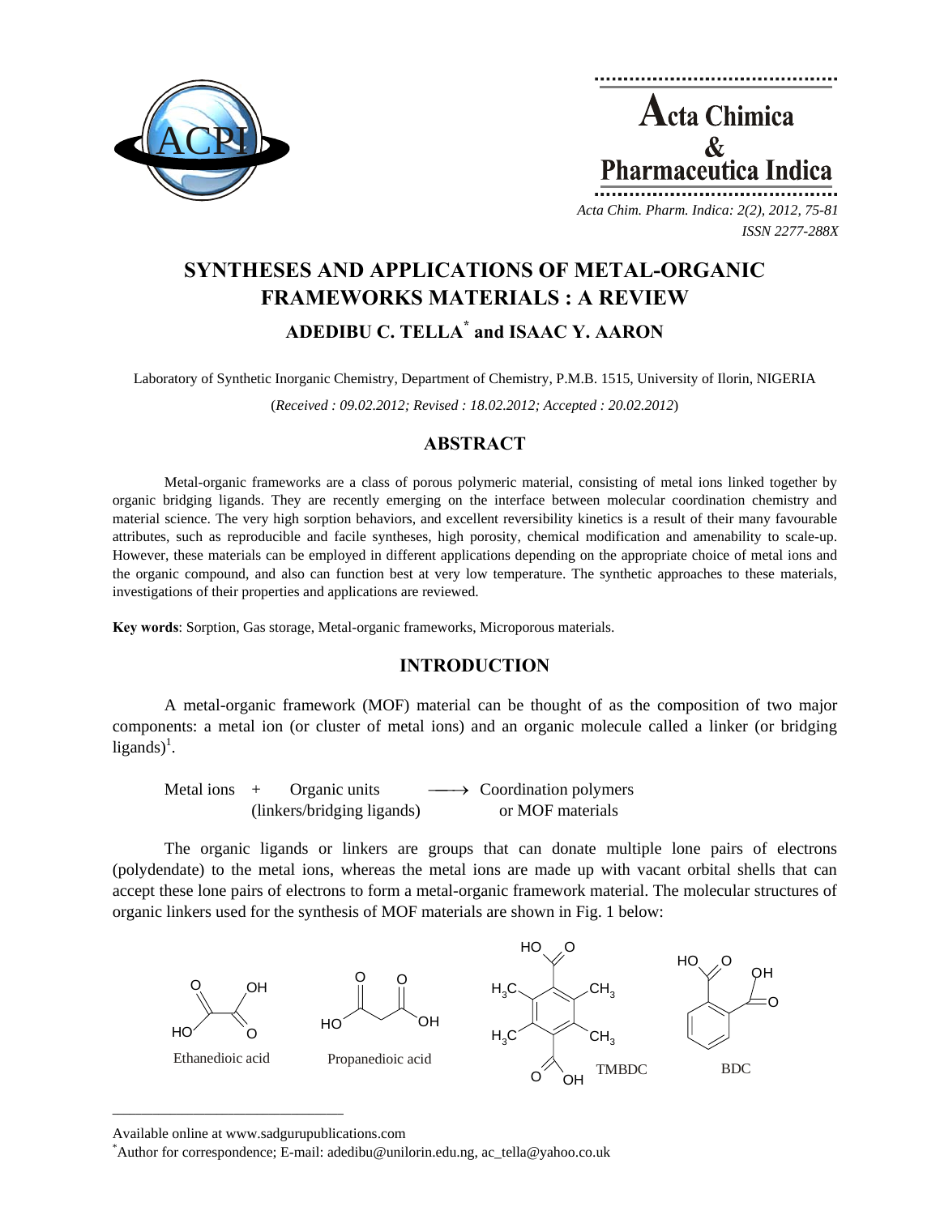# SYNTHESES AND APPLICATIONS OF METAL-ORGANIC FRAMEWORKS MATERIALS : A REVIEW

## ADEDIBU C. TELLA* and ISAAC Y. AARON

Laboratory of Synthetic Inorganic Chemistry, Department of Chemistry, P.M.B. 1515, University of Ilorin, NIGERIA

(*Received : 09.02.2012; Revised : 18.02.2012; Accepted : 20.02.2012*)

## ABSTRACT

Metal-organic frameworks are a class of porous polymeric material, consisting of metal ions linked together by organic bridging ligands. They are recently emerging on the interface between molecular coordination chemistry and material science. The very high sorption behaviors, and excellent reversibility kinetics is a result of their many favourable attributes, such as reproducible and facile syntheses, high porosity, chemical modification and amenability to scale-up. However, these materials can be employed in different applications depending on the appropriate choice of metal ions and the organic compound, and also can function best at very low temperature. The synthetic approaches to these materials, investigations of their properties and applications are reviewed.

**Key words**: Sorption, Gas storage, Metal-organic frameworks, Microporous materials.

## INTRODUCTION

A metal-organic framework (MOF) material can be thought of as the composition of two major components: a metal ion (or cluster of metal ions) and an organic molecule called a linker (or bridging ligands)[1].

$$\text{Metal ions} \;+\; \underset{\text{(linkers/bridging ligands)}}{\text{Organic units}} \;\longrightarrow\; \underset{\text{or MOF materials}}{\text{Coordination polymers}}$$

The organic ligands or linkers are groups that can donate multiple lone pairs of electrons (polydendate) to the metal ions, whereas the metal ions are made up with vacant orbital shells that can accept these lone pairs of electrons to form a metal-organic framework material. The molecular structures of organic linkers used for the synthesis of MOF materials are shown in Fig. 1 below:

Ethanedioic acid    Propanedioic acid    TMBDC    BDC

---

Available online at www.sadgurupublications.com

*Author for correspondence; E-mail: adedibu@unilorin.edu.ng, ac_tella@yahoo.co.uk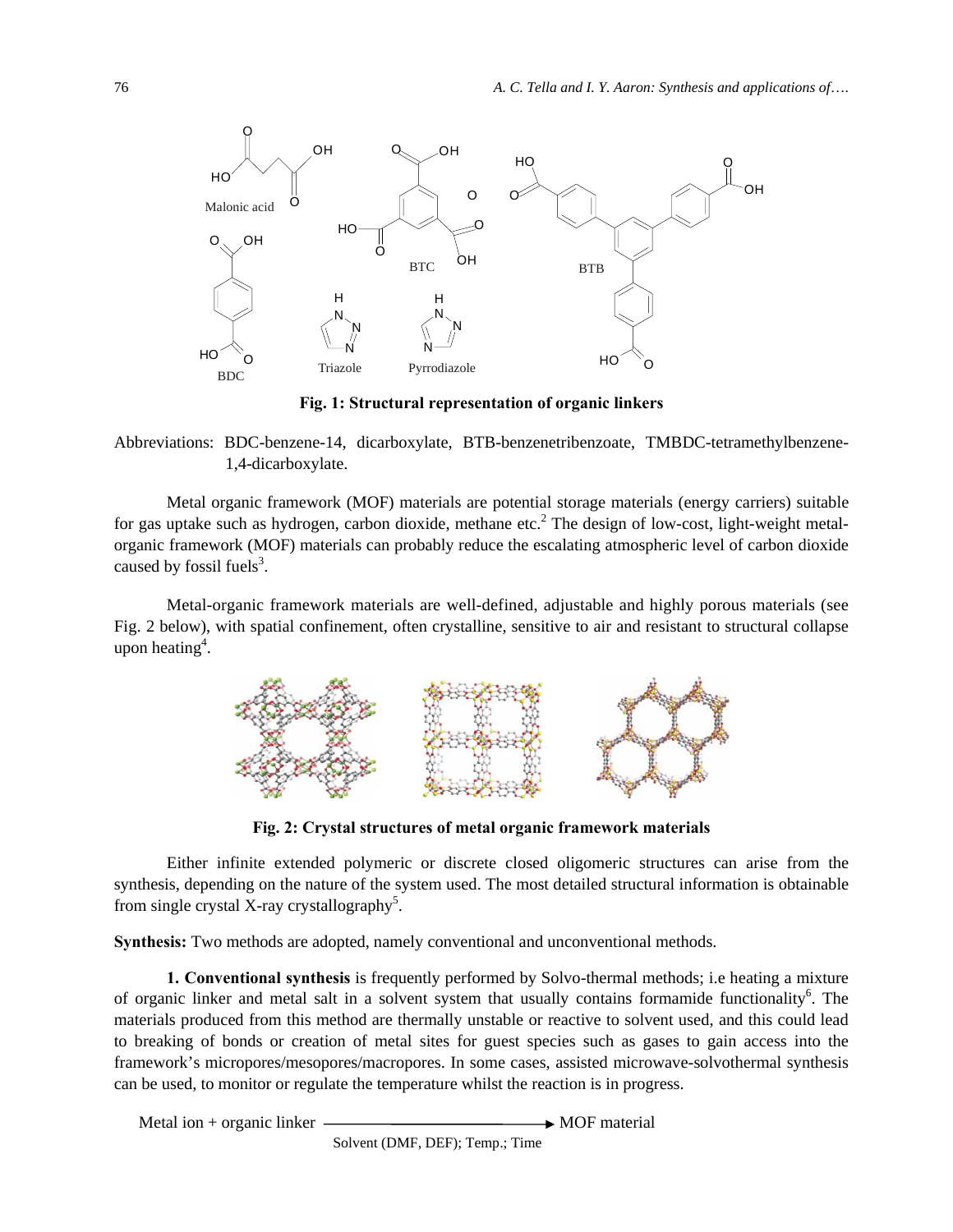**Fig. 1: Structural representation of organic linkers**

Abbreviations: BDC-benzene-14, dicarboxylate, BTB-benzenetribenzoate, TMBDC-tetramethylbenzene-1,4-dicarboxylate.

Metal organic framework (MOF) materials are potential storage materials (energy carriers) suitable for gas uptake such as hydrogen, carbon dioxide, methane etc.[2] The design of low-cost, light-weight metal-organic framework (MOF) materials can probably reduce the escalating atmospheric level of carbon dioxide caused by fossil fuels[3].

Metal-organic framework materials are well-defined, adjustable and highly porous materials (see Fig. 2 below), with spatial confinement, often crystalline, sensitive to air and resistant to structural collapse upon heating[4].

**Fig. 2: Crystal structures of metal organic framework materials**

Either infinite extended polymeric or discrete closed oligomeric structures can arise from the synthesis, depending on the nature of the system used. The most detailed structural information is obtainable from single crystal X-ray crystallography[5].

**Synthesis:** Two methods are adopted, namely conventional and unconventional methods.

**1. Conventional synthesis** is frequently performed by Solvo-thermal methods; i.e heating a mixture of organic linker and metal salt in a solvent system that usually contains formamide functionality[6]. The materials produced from this method are thermally unstable or reactive to solvent used, and this could lead to breaking of bonds or creation of metal sites for guest species such as gases to gain access into the framework's micropores/mesopores/macropores. In some cases, assisted microwave-solvothermal synthesis can be used, to monitor or regulate the temperature whilst the reaction is in progress.

$$\text{Metal ion + organic linker} \xrightarrow[\text{Solvent (DMF, DEF); Temp.; Time}]{} \text{MOF material}$$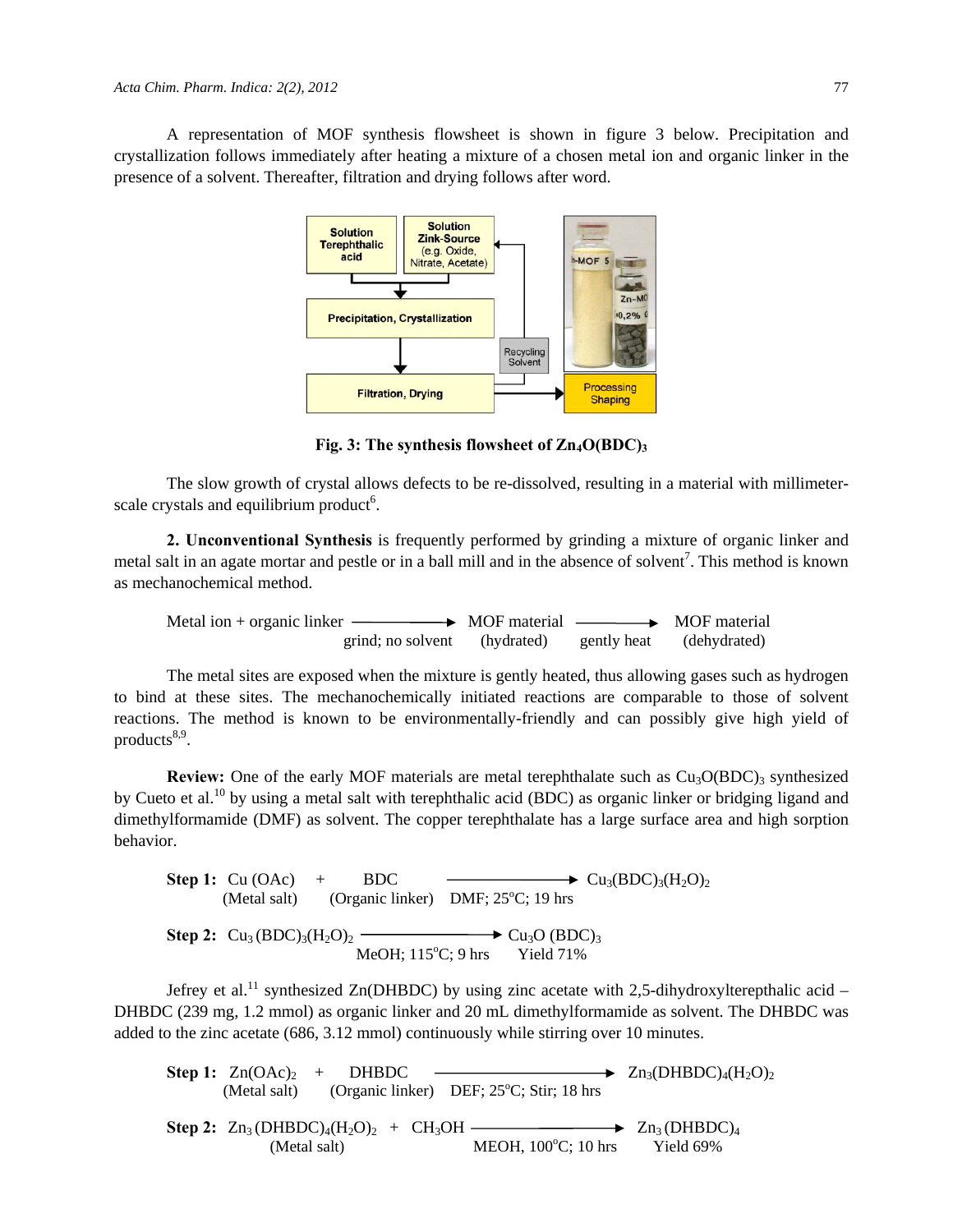A representation of MOF synthesis flowsheet is shown in figure 3 below. Precipitation and crystallization follows immediately after heating a mixture of a chosen metal ion and organic linker in the presence of a solvent. Thereafter, filtration and drying follows after word.

**Fig. 3: The synthesis flowsheet of $Zn_4O(BDC)_3$**

The slow growth of crystal allows defects to be re-dissolved, resulting in a material with millimeter-scale crystals and equilibrium product[6].

**2. Unconventional Synthesis** is frequently performed by grinding a mixture of organic linker and metal salt in an agate mortar and pestle or in a ball mill and in the absence of solvent[7]. This method is known as mechanochemical method.

$$\text{Metal ion + organic linker} \xrightarrow[\text{grind; no solvent}]{} \underset{\text{(hydrated)}}{\text{MOF material}} \xrightarrow[\text{gently heat}]{} \underset{\text{(dehydrated)}}{\text{MOF material}}$$

The metal sites are exposed when the mixture is gently heated, thus allowing gases such as hydrogen to bind at these sites. The mechanochemically initiated reactions are comparable to those of solvent reactions. The method is known to be environmentally-friendly and can possibly give high yield of products[8,9].

**Review:** One of the early MOF materials are metal terephthalate such as $Cu_3O(BDC)_3$ synthesized by Cueto et al.[10] by using a metal salt with terephthalic acid (BDC) as organic linker or bridging ligand and dimethylformamide (DMF) as solvent. The copper terephthalate has a large surface area and high sorption behavior.

**Step 1:** $\underset{\text{(Metal salt)}}{\text{Cu (OAc)}} + \underset{\text{(Organic linker)}}{\text{BDC}} \xrightarrow[\text{DMF; 25}^{\circ}\text{C; 19 hrs}]{} Cu_3(BDC)_3(H_2O)_2$

**Step 2:** $Cu_3(BDC)_3(H_2O)_2 \xrightarrow[\text{MeOH; 115}^{\circ}\text{C; 9 hrs}]{} \underset{\text{Yield 71\%}}{Cu_3O(BDC)_3}$

Jefrey et al.[11] synthesized Zn(DHBDC) by using zinc acetate with 2,5-dihydroxylterepthalic acid – DHBDC (239 mg, 1.2 mmol) as organic linker and 20 mL dimethylformamide as solvent. The DHBDC was added to the zinc acetate (686, 3.12 mmol) continuously while stirring over 10 minutes.

**Step 1:** $\underset{\text{(Metal salt)}}{Zn(OAc)_2} + \underset{\text{(Organic linker)}}{\text{DHBDC}} \xrightarrow[\text{DEF; 25}^{\circ}\text{C; Stir; 18 hrs}]{} Zn_3(DHBDC)_4(H_2O)_2$

**Step 2:** $\underset{\text{(Metal salt)}}{Zn_3(DHBDC)_4(H_2O)_2} + CH_3OH \xrightarrow[\text{MEOH, 100}^{\circ}\text{C; 10 hrs}]{} \underset{\text{Yield 69\%}}{Zn_3(DHBDC)_4}$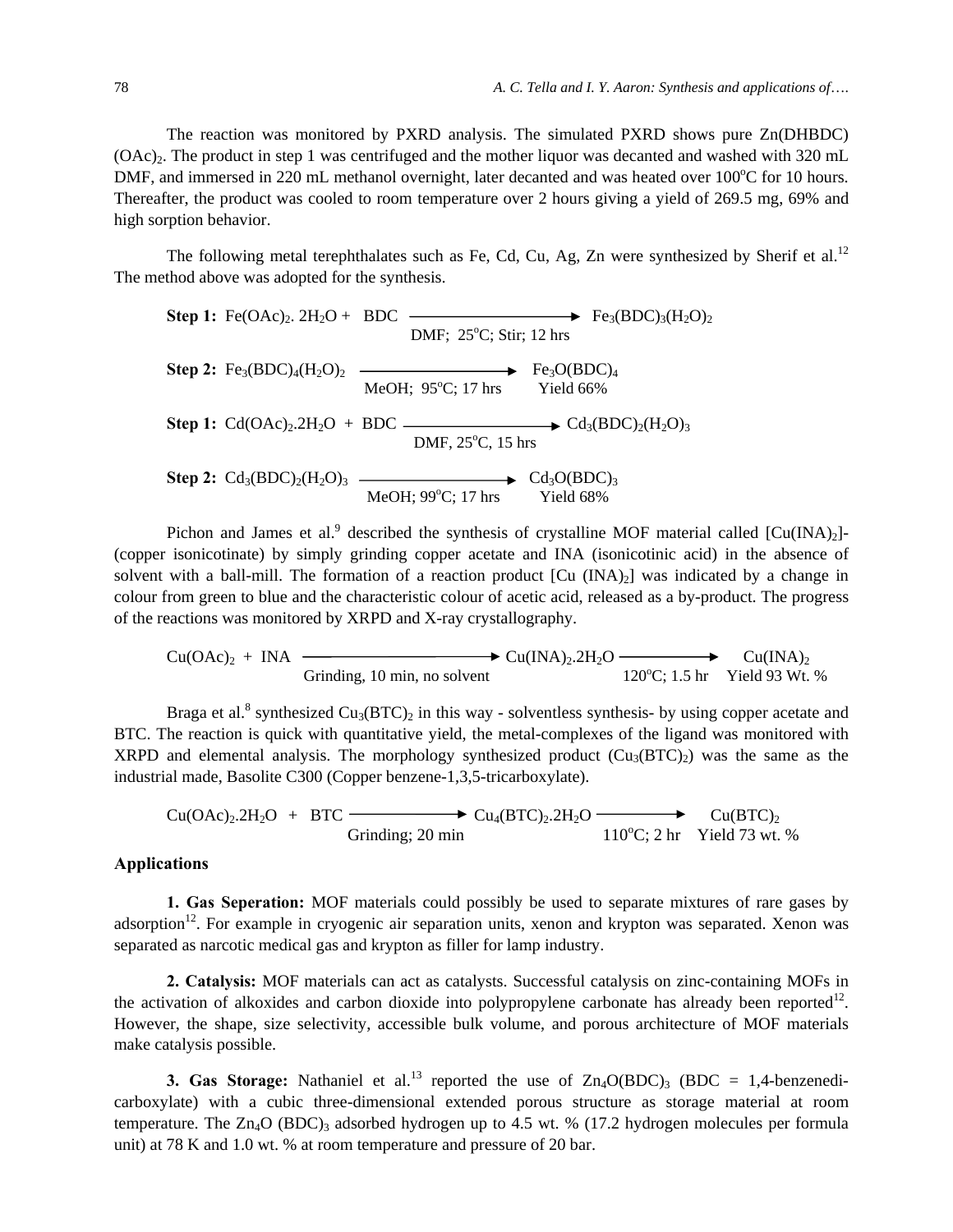The reaction was monitored by PXRD analysis. The simulated PXRD shows pure Zn(DHBDC)$(OAc)_2$. The product in step 1 was centrifuged and the mother liquor was decanted and washed with 320 mL DMF, and immersed in 220 mL methanol overnight, later decanted and was heated over 100°C for 10 hours. Thereafter, the product was cooled to room temperature over 2 hours giving a yield of 269.5 mg, 69% and high sorption behavior.

The following metal terephthalates such as Fe, Cd, Cu, Ag, Zn were synthesized by Sherif et al.[12] The method above was adopted for the synthesis.

**Step 1:** $Fe(OAc)_2 . 2H_2O + BDC \xrightarrow[\text{DMF; 25°C; Stir; 12 hrs}]{} Fe_3(BDC)_3(H_2O)_2$

**Step 2:** $Fe_3(BDC)_4(H_2O)_2 \xrightarrow[\text{MeOH; 95°C; 17 hrs}]{} Fe_3O(BDC)_4$ Yield 66%

**Step 1:** $Cd(OAc)_2 . 2H_2O + BDC \xrightarrow[\text{DMF, 25°C, 15 hrs}]{} Cd_3(BDC)_2(H_2O)_3$

**Step 2:** $Cd_3(BDC)_2(H_2O)_3 \xrightarrow[\text{MeOH; 99°C; 17 hrs}]{} Cd_3O(BDC)_3$ Yield 68%

Pichon and James et al.[9] described the synthesis of crystalline MOF material called $[Cu(INA)_2]$-(copper isonicotinate) by simply grinding copper acetate and INA (isonicotinic acid) in the absence of solvent with a ball-mill. The formation of a reaction product $[Cu(INA)_2]$ was indicated by a change in colour from green to blue and the characteristic colour of acetic acid, released as a by-product. The progress of the reactions was monitored by XRPD and X-ray crystallography.

$$Cu(OAc)_2 + INA \xrightarrow[\text{Grinding, 10 min, no solvent}]{} Cu(INA)_2 . 2H_2O \xrightarrow[\text{120°C; 1.5 hr}]{} Cu(INA)_2 \quad \text{Yield 93 Wt. \%}$$

Braga et al.[8] synthesized $Cu_3(BTC)_2$ in this way - solventless synthesis- by using copper acetate and BTC. The reaction is quick with quantitative yield, the metal-complexes of the ligand was monitored with XRPD and elemental analysis. The morphology synthesized product ($Cu_3(BTC)_2$) was the same as the industrial made, Basolite C300 (Copper benzene-1,3,5-tricarboxylate).

$$Cu(OAc)_2 . 2H_2O + BTC \xrightarrow[\text{Grinding; 20 min}]{} Cu_4(BTC)_2 . 2H_2O \xrightarrow[\text{110°C; 2 hr}]{} Cu(BTC)_2 \quad \text{Yield 73 wt. \%}$$

## Applications

**1. Gas Seperation:** MOF materials could possibly be used to separate mixtures of rare gases by adsorption[12]. For example in cryogenic air separation units, xenon and krypton was separated. Xenon was separated as narcotic medical gas and krypton as filler for lamp industry.

**2. Catalysis:** MOF materials can act as catalysts. Successful catalysis on zinc-containing MOFs in the activation of alkoxides and carbon dioxide into polypropylene carbonate has already been reported[12]. However, the shape, size selectivity, accessible bulk volume, and porous architecture of MOF materials make catalysis possible.

**3. Gas Storage:** Nathaniel et al.[13] reported the use of $Zn_4O(BDC)_3$ (BDC = 1,4-benzenedi-carboxylate) with a cubic three-dimensional extended porous structure as storage material at room temperature. The $Zn_4O(BDC)_3$ adsorbed hydrogen up to 4.5 wt. % (17.2 hydrogen molecules per formula unit) at 78 K and 1.0 wt. % at room temperature and pressure of 20 bar.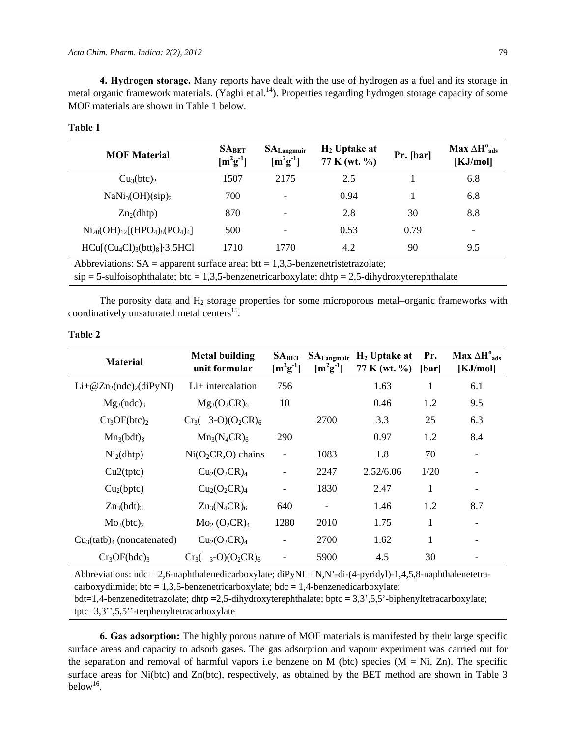**4. Hydrogen storage.** Many reports have dealt with the use of hydrogen as a fuel and its storage in metal organic framework materials. (Yaghi et al.[14]). Properties regarding hydrogen storage capacity of some MOF materials are shown in Table 1 below.

**Table 1**

| MOF Material | $SA_{BET}$ [$m^2g^{-1}$] | $SA_{Langmuir}$ [$m^2g^{-1}$] | $H_2$ Uptake at 77 K (wt. %) | Pr. [bar] | Max $\Delta H^o_{ads}$ [KJ/mol] |
|---|---|---|---|---|---|
| $Cu_3(btc)_2$ | 1507 | 2175 | 2.5 | 1 | 6.8 |
| $NaNi_3(OH)(sip)_2$ | 700 | - | 0.94 | 1 | 6.8 |
| $Zn_2(dhtp)$ | 870 | - | 2.8 | 30 | 8.8 |
| $Ni_{20}(OH)_{12}[(HPO_4)_8(PO_4)_4]$ | 500 | - | 0.53 | 0.79 | - |
| $HCu[(Cu_4Cl)_3(btt)_8]{\cdot}3.5HCl$ | 1710 | 1770 | 4.2 | 90 | 9.5 |

Abbreviations: SA = apparent surface area; btt = 1,3,5-benzenetristetrazolate;
sip = 5-sulfoisophthalate; btc = 1,3,5-benzenetricarboxylate; dhtp = 2,5-dihydroxyterephthalate

The porosity data and $H_2$ storage properties for some microporous metal–organic frameworks with coordinatively unsaturated metal centers[15].

**Table 2**

| Material | Metal building unit formular | $SA_{BET}$ [$m^2g^{-1}$] | $SA_{Langmuir}$ [$m^2g^{-1}$] | $H_2$ Uptake at 77 K (wt. %) | Pr. [bar] | Max $\Delta H^o_{ads}$ [KJ/mol] |
|---|---|---|---|---|---|---|
| $Li+@Zn_2(ndc)_2(diPyNI)$ | Li+ intercalation | 756 | | 1.63 | 1 | 6.1 |
| $Mg_3(ndc)_3$ | $Mg_3(O_2CR)_6$ | 10 | | 0.46 | 1.2 | 9.5 |
| $Cr_3OF(btc)_2$ | $Cr_3($ 3-O$)(O_2CR)_6$ | | 2700 | 3.3 | 25 | 6.3 |
| $Mn_3(bdt)_3$ | $Mn_3(N_4CR)_6$ | 290 | | 0.97 | 1.2 | 8.4 |
| $Ni_2(dhtp)$ | $Ni(O_2CR,O)$ chains | - | 1083 | 1.8 | 70 | - |
| Cu2(tptc) | $Cu_2(O_2CR)_4$ | - | 2247 | 2.52/6.06 | 1/20 | - |
| $Cu_2(bptc)$ | $Cu_2(O_2CR)_4$ | - | 1830 | 2.47 | 1 | - |
| $Zn_3(bdt)_3$ | $Zn_3(N_4CR)_6$ | 640 | - | 1.46 | 1.2 | 8.7 |
| $Mo_3(btc)_2$ | $Mo_2$ $(O_2CR)_4$ | 1280 | 2010 | 1.75 | 1 | - |
| $Cu_3(tatb)_4$ (noncatenated) | $Cu_2(O_2CR)_4$ | - | 2700 | 1.62 | 1 | - |
| $Cr_3OF(bdc)_3$ | $Cr_3($ $_3$-O$)(O_2CR)_6$ | - | 5900 | 4.5 | 30 | - |

Abbreviations: ndc = 2,6-naphthalenedicarboxylate; diPyNI = N,N'-di-(4-pyridyl)-1,4,5,8-naphthalenetetra-carboxydiimide; btc = 1,3,5-benzenetricarboxylate; bdc = 1,4-benzenedicarboxylate; bdt=1,4-benzeneditetrazolate; dhtp =2,5-dihydroxyterephthalate; bptc = 3,3',5,5'-biphenyltetracarboxylate; tptc=3,3'',5,5''-terphenyltetracarboxylate

**6. Gas adsorption:** The highly porous nature of MOF materials is manifested by their large specific surface areas and capacity to adsorb gases. The gas adsorption and vapour experiment was carried out for the separation and removal of harmful vapors i.e benzene on M (btc) species (M = Ni, Zn). The specific surface areas for Ni(btc) and Zn(btc), respectively, as obtained by the BET method are shown in Table 3 below[16].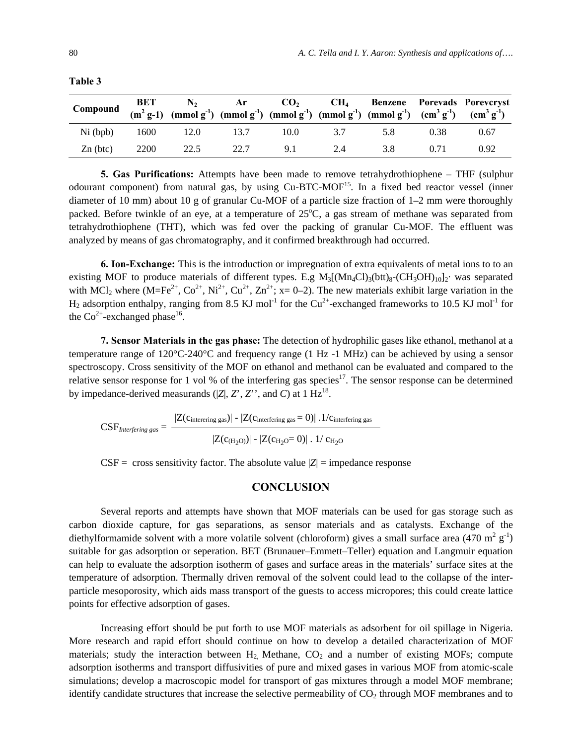**Table 3**

| Compound | BET ($m^2$ g-1) | $N_2$ (mmol $g^{-1}$) | Ar (mmol $g^{-1}$) | $CO_2$ (mmol $g^{-1}$) | $CH_4$ (mmol $g^{-1}$) | Benzene (mmol $g^{-1}$) | Porevads ($cm^3$ $g^{-1}$) | Porevcryst ($cm^3$ $g^{-1}$) |
|---|---|---|---|---|---|---|---|---|
| Ni (bpb) | 1600 | 12.0 | 13.7 | 10.0 | 3.7 | 5.8 | 0.38 | 0.67 |
| Zn (btc) | 2200 | 22.5 | 22.7 | 9.1 | 2.4 | 3.8 | 0.71 | 0.92 |

**5. Gas Purifications:** Attempts have been made to remove tetrahydrothiophene – THF (sulphur odourant component) from natural gas, by using Cu-BTC-MOF[15]. In a fixed bed reactor vessel (inner diameter of 10 mm) about 10 g of granular Cu-MOF of a particle size fraction of 1–2 mm were thoroughly packed. Before twinkle of an eye, at a temperature of 25°C, a gas stream of methane was separated from tetrahydrothiophene (THT), which was fed over the packing of granular Cu-MOF. The effluent was analyzed by means of gas chromatography, and it confirmed breakthrough had occurred.

**6. Ion-Exchange:** This is the introduction or impregnation of extra equivalents of metal ions to to an existing MOF to produce materials of different types. E.g $M_3[(Mn_4Cl)_3(btt)_8\text{-}(CH_3OH)_{10}]_2\cdot$ was separated with $MCl_2$ where ($M=Fe^{2+}$, $Co^{2+}$, $Ni^{2+}$, $Cu^{2+}$, $Zn^{2+}$; x= 0–2). The new materials exhibit large variation in the $H_2$ adsorption enthalpy, ranging from 8.5 KJ $mol^{-1}$ for the $Cu^{2+}$-exchanged frameworks to 10.5 KJ $mol^{-1}$ for the $Co^{2+}$-exchanged phase[16].

**7. Sensor Materials in the gas phase:** The detection of hydrophilic gases like ethanol, methanol at a temperature range of 120°C-240°C and frequency range (1 Hz -1 MHz) can be achieved by using a sensor spectroscopy. Cross sensitivity of the MOF on ethanol and methanol can be evaluated and compared to the relative sensor response for 1 vol % of the interfering gas species[17]. The sensor response can be determined by impedance-derived measurands (|*Z*|, *Z*', *Z*'', and *C*) at 1 Hz[18].

$$\mathrm{CSF}_{\textit{Interfering gas}} = \frac{|Z(c_{\text{interering gas}})| - |Z(c_{\text{interfering gas}} = 0)| \;.1/c_{\text{interfering gas}}}{|Z(c_{(H_2O)})| - |Z(c_{H_2O} = 0)| \;.\; 1/\; c_{H_2O}}$$

CSF = cross sensitivity factor. The absolute value |*Z*| = impedance response

## CONCLUSION

Several reports and attempts have shown that MOF materials can be used for gas storage such as carbon dioxide capture, for gas separations, as sensor materials and as catalysts. Exchange of the diethylformamide solvent with a more volatile solvent (chloroform) gives a small surface area (470 $m^2$ $g^{-1}$) suitable for gas adsorption or seperation. BET (Brunauer–Emmett–Teller) equation and Langmuir equation can help to evaluate the adsorption isotherm of gases and surface areas in the materials' surface sites at the temperature of adsorption. Thermally driven removal of the solvent could lead to the collapse of the inter-particle mesoporosity, which aids mass transport of the guests to access micropores; this could create lattice points for effective adsorption of gases.

Increasing effort should be put forth to use MOF materials as adsorbent for oil spillage in Nigeria. More research and rapid effort should continue on how to develop a detailed characterization of MOF materials; study the interaction between $H_2$, Methane, $CO_2$ and a number of existing MOFs; compute adsorption isotherms and transport diffusivities of pure and mixed gases in various MOF from atomic-scale simulations; develop a macroscopic model for transport of gas mixtures through a model MOF membrane; identify candidate structures that increase the selective permeability of $CO_2$ through MOF membranes and to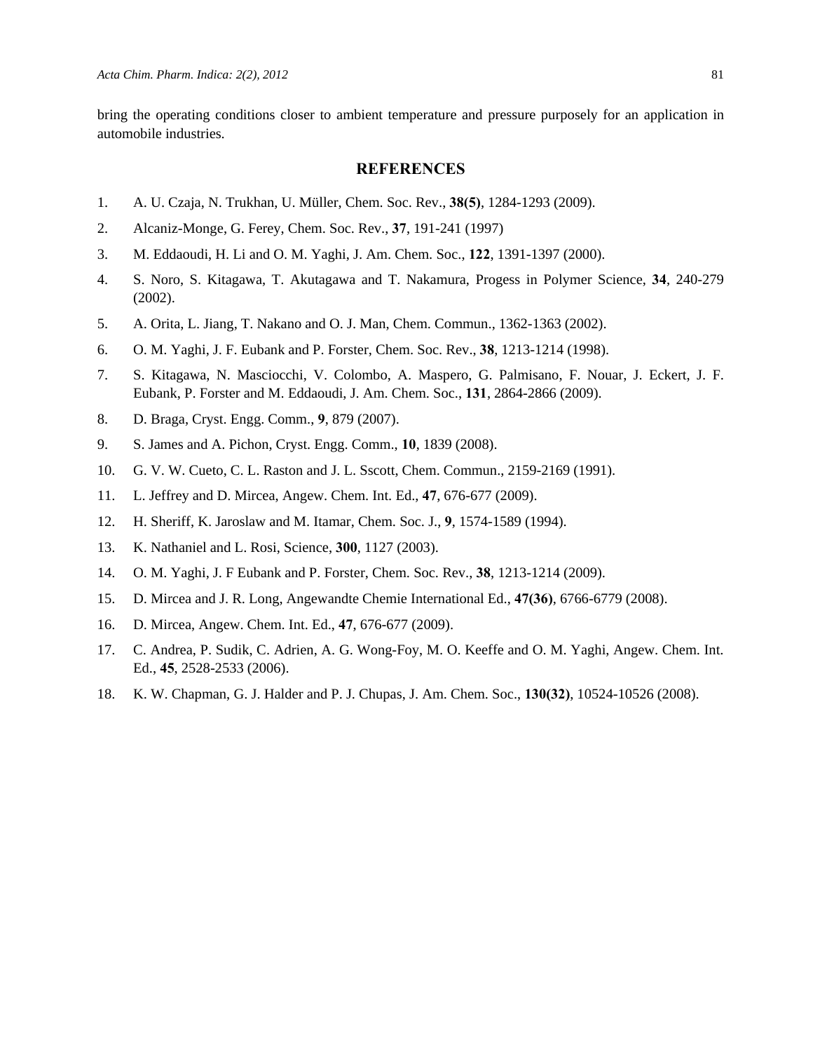bring the operating conditions closer to ambient temperature and pressure purposely for an application in automobile industries.

## REFERENCES

1. A. U. Czaja, N. Trukhan, U. Müller, Chem. Soc. Rev., **38(5)**, 1284-1293 (2009).
2. Alcaniz-Monge, G. Ferey, Chem. Soc. Rev., **37**, 191-241 (1997)
3. M. Eddaoudi, H. Li and O. M. Yaghi, J. Am. Chem. Soc., **122**, 1391-1397 (2000).
4. S. Noro, S. Kitagawa, T. Akutagawa and T. Nakamura, Progess in Polymer Science, **34**, 240-279 (2002).
5. A. Orita, L. Jiang, T. Nakano and O. J. Man, Chem. Commun., 1362-1363 (2002).
6. O. M. Yaghi, J. F. Eubank and P. Forster, Chem. Soc. Rev., **38**, 1213-1214 (1998).
7. S. Kitagawa, N. Masciocchi, V. Colombo, A. Maspero, G. Palmisano, F. Nouar, J. Eckert, J. F. Eubank, P. Forster and M. Eddaoudi, J. Am. Chem. Soc., **131**, 2864-2866 (2009).
8. D. Braga, Cryst. Engg. Comm., **9**, 879 (2007).
9. S. James and A. Pichon, Cryst. Engg. Comm., **10**, 1839 (2008).
10. G. V. W. Cueto, C. L. Raston and J. L. Sscott, Chem. Commun., 2159-2169 (1991).
11. L. Jeffrey and D. Mircea, Angew. Chem. Int. Ed., **47**, 676-677 (2009).
12. H. Sheriff, K. Jaroslaw and M. Itamar, Chem. Soc. J., **9**, 1574-1589 (1994).
13. K. Nathaniel and L. Rosi, Science, **300**, 1127 (2003).
14. O. M. Yaghi, J F Eubank and P. Forster, Chem. Soc. Rev., **38**, 1213-1214 (2009).
15. D. Mircea and J. R. Long, Angewandte Chemie International Ed., **47(36)**, 6766-6779 (2008).
16. D. Mircea, Angew. Chem. Int. Ed., **47**, 676-677 (2009).
17. C. Andrea, P. Sudik, C. Adrien, A. G. Wong-Foy, M. O. Keeffe and O. M. Yaghi, Angew. Chem. Int. Ed., **45**, 2528-2533 (2006).
18. K. W. Chapman, G. J. Halder and P. J. Chupas, J. Am. Chem. Soc., **130(32)**, 10524-10526 (2008).